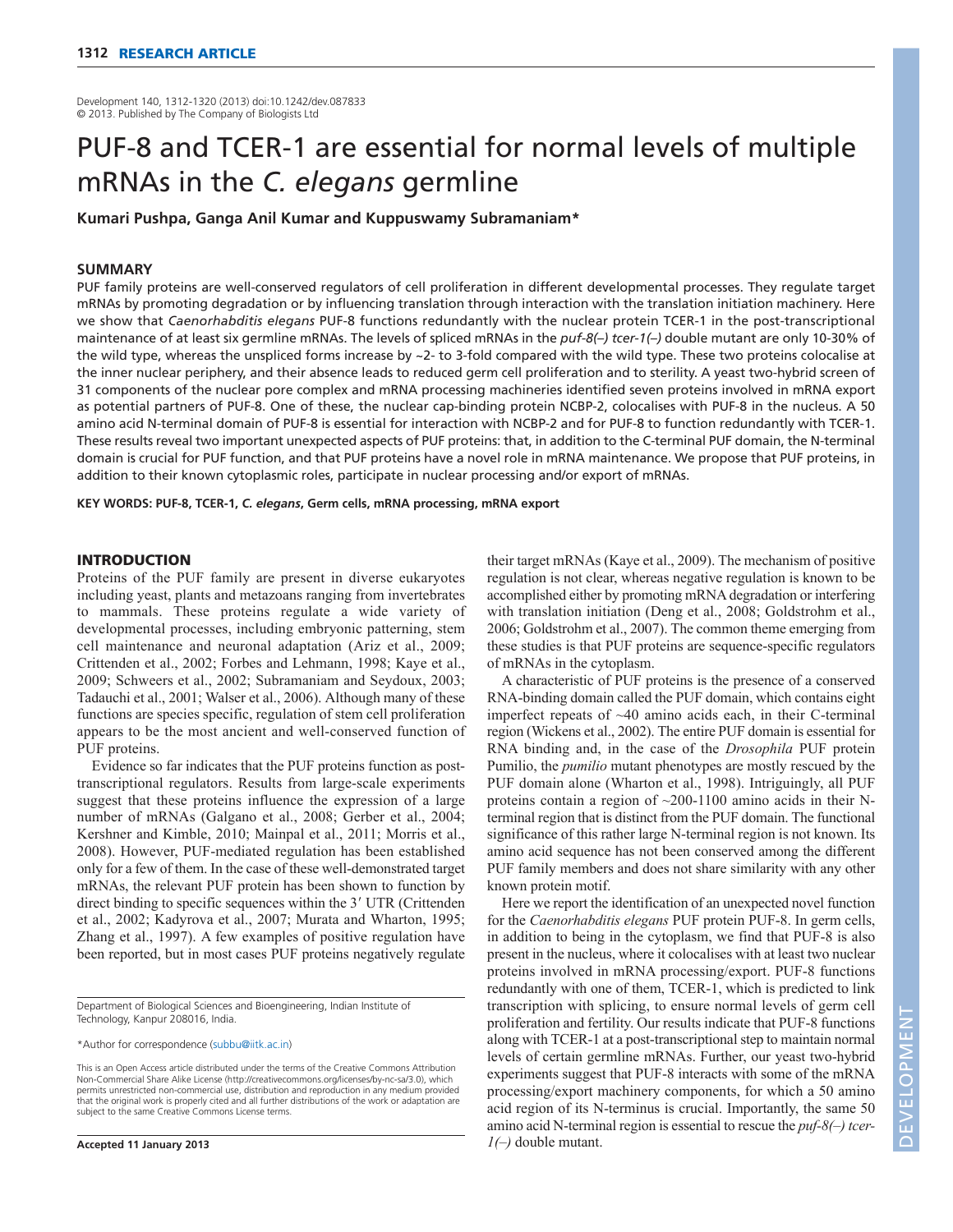# PUF-8 and TCER-1 are essential for normal levels of multiple mRNAs in the *C. elegans* germline

**Kumari Pushpa, Ganga Anil Kumar and Kuppuswamy Subramaniam***

## SUMMARY

PUF family proteins are well-conserved regulators of cell proliferation in different developmental processes. They regulate target mRNAs by promoting degradation or by influencing translation through interaction with the translation initiation machinery. Here we show that *Caenorhabditis elegans* PUF-8 functions redundantly with the nuclear protein TCER-1 in the post-transcriptional maintenance of at least six germline mRNAs. The levels of spliced mRNAs in the *puf-8(–) tcer-1(–)* double mutant are only 10-30% of the wild type, whereas the unspliced forms increase by ~2- to 3-fold compared with the wild type. These two proteins colocalise at the inner nuclear periphery, and their absence leads to reduced germ cell proliferation and to sterility. A yeast two-hybrid screen of 31 components of the nuclear pore complex and mRNA processing machineries identified seven proteins involved in mRNA export as potential partners of PUF-8. One of these, the nuclear cap-binding protein NCBP-2, colocalises with PUF-8 in the nucleus. A 50 amino acid N-terminal domain of PUF-8 is essential for interaction with NCBP-2 and for PUF-8 to function redundantly with TCER-1. These results reveal two important unexpected aspects of PUF proteins: that, in addition to the C-terminal PUF domain, the N-terminal domain is crucial for PUF function, and that PUF proteins have a novel role in mRNA maintenance. We propose that PUF proteins, in addition to their known cytoplasmic roles, participate in nuclear processing and/or export of mRNAs.

**KEY WORDS: PUF-8, TCER-1, *C. elegans*, Germ cells, mRNA processing, mRNA export**

## INTRODUCTION

Proteins of the PUF family are present in diverse eukaryotes including yeast, plants and metazoans ranging from invertebrates to mammals. These proteins regulate a wide variety of developmental processes, including embryonic patterning, stem cell maintenance and neuronal adaptation (Ariz et al., 2009; Crittenden et al., 2002; Forbes and Lehmann, 1998; Kaye et al., 2009; Schweers et al., 2002; Subramaniam and Seydoux, 2003; Tadauchi et al., 2001; Walser et al., 2006). Although many of these functions are species specific, regulation of stem cell proliferation appears to be the most ancient and well-conserved function of PUF proteins.

Evidence so far indicates that the PUF proteins function as post-transcriptional regulators. Results from large-scale experiments suggest that these proteins influence the expression of a large number of mRNAs (Galgano et al., 2008; Gerber et al., 2004; Kershner and Kimble, 2010; Mainpal et al., 2011; Morris et al., 2008). However, PUF-mediated regulation has been established only for a few of them. In the case of these well-demonstrated target mRNAs, the relevant PUF protein has been shown to function by direct binding to specific sequences within the 3′ UTR (Crittenden et al., 2002; Kadyrova et al., 2007; Murata and Wharton, 1995; Zhang et al., 1997). A few examples of positive regulation have been reported, but in most cases PUF proteins negatively regulate their target mRNAs (Kaye et al., 2009). The mechanism of positive regulation is not clear, whereas negative regulation is known to be accomplished either by promoting mRNA degradation or interfering with translation initiation (Deng et al., 2008; Goldstrohm et al., 2006; Goldstrohm et al., 2007). The common theme emerging from these studies is that PUF proteins are sequence-specific regulators of mRNAs in the cytoplasm.

A characteristic of PUF proteins is the presence of a conserved RNA-binding domain called the PUF domain, which contains eight imperfect repeats of ~40 amino acids each, in their C-terminal region (Wickens et al., 2002). The entire PUF domain is essential for RNA binding and, in the case of the *Drosophila* PUF protein Pumilio, the *pumilio* mutant phenotypes are mostly rescued by the PUF domain alone (Wharton et al., 1998). Intriguingly, all PUF proteins contain a region of ~200-1100 amino acids in their N-terminal region that is distinct from the PUF domain. The functional significance of this rather large N-terminal region is not known. Its amino acid sequence has not been conserved among the different PUF family members and does not share similarity with any other known protein motif.

Here we report the identification of an unexpected novel function for the *Caenorhabditis elegans* PUF protein PUF-8. In germ cells, in addition to being in the cytoplasm, we find that PUF-8 is also present in the nucleus, where it colocalises with at least two nuclear proteins involved in mRNA processing/export. PUF-8 functions redundantly with one of them, TCER-1, which is predicted to link transcription with splicing, to ensure normal levels of germ cell proliferation and fertility. Our results indicate that PUF-8 functions along with TCER-1 at a post-transcriptional step to maintain normal levels of certain germline mRNAs. Further, our yeast two-hybrid experiments suggest that PUF-8 interacts with some of the mRNA processing/export machinery components, for which a 50 amino acid region of its N-terminus is crucial. Importantly, the same 50 amino acid N-terminal region is essential to rescue the *puf-8(–) tcer-1(–)* double mutant.

Department of Biological Sciences and Bioengineering, Indian Institute of Technology, Kanpur 208016, India.

*Author for correspondence (subbu@iitk.ac.in)

This is an Open Access article distributed under the terms of the Creative Commons Attribution Non-Commercial Share Alike License (http://creativecommons.org/licenses/by-nc-sa/3.0), which permits unrestricted non-commercial use, distribution and reproduction in any medium provided that the original work is properly cited and all further distributions of the work or adaptation are subject to the same Creative Commons License terms.

**Accepted 11 January 2013**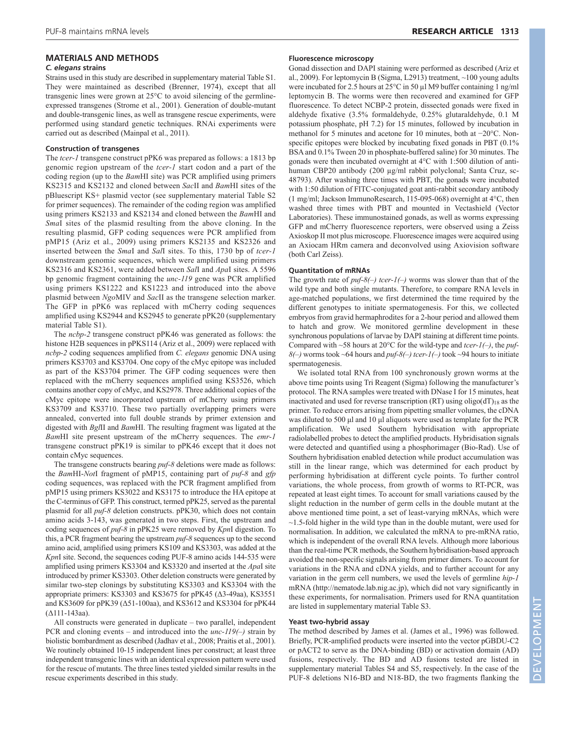## MATERIALS AND METHODS

### *C. elegans* strains

Strains used in this study are described in supplementary material Table S1. They were maintained as described (Brenner, 1974), except that all transgenic lines were grown at 25°C to avoid silencing of the germline-expressed transgenes (Strome et al., 2001). Generation of double-mutant and double-transgenic lines, as well as transgene rescue experiments, were performed using standard genetic techniques. RNAi experiments were carried out as described (Mainpal et al., 2011).

### Construction of transgenes

The *tcer-1* transgene construct pPK6 was prepared as follows: a 1813 bp genomic region upstream of the *tcer-1* start codon and a part of the coding region (up to the *Bam*HI site) was PCR amplified using primers KS2315 and KS2132 and cloned between *Sac*II and *Bam*HI sites of the pBluescript KS+ plasmid vector (see supplementary material Table S2 for primer sequences). The remainder of the coding region was amplified using primers KS2133 and KS2134 and cloned between the *Bam*HI and *Sma*I sites of the plasmid resulting from the above cloning. In the resulting plasmid, GFP coding sequences were PCR amplified from pMP15 (Ariz et al., 2009) using primers KS2135 and KS2326 and inserted between the *Sma*I and *Sal*I sites. To this, 1730 bp of *tcer-1* downstream genomic sequences, which were amplified using primers KS2316 and KS2361, were added between *Sal*I and *Apa*I sites. A 5596 bp genomic fragment containing the *unc-119* gene was PCR amplified using primers KS1222 and KS1223 and introduced into the above plasmid between *Ngo*MIV and *Sac*II as the transgene selection marker. The GFP in pPK6 was replaced with mCherry coding sequences amplified using KS2944 and KS2945 to generate pPK20 (supplementary material Table S1).

The *ncbp-2* transgene construct pPK46 was generated as follows: the histone H2B sequences in pPKS114 (Ariz et al., 2009) were replaced with *ncbp-2* coding sequences amplified from *C. elegans* genomic DNA using primers KS3703 and KS3704. One copy of the cMyc epitope was included as part of the KS3704 primer. The GFP coding sequences were then replaced with the mCherry sequences amplified using KS3526, which contains another copy of cMyc, and KS2978. Three additional copies of the cMyc epitope were incorporated upstream of mCherry using primers KS3709 and KS3710. These two partially overlapping primers were annealed, converted into full double strands by primer extension and digested with *Bgl*II and *Bam*HI. The resulting fragment was ligated at the *Bam*HI site present upstream of the mCherry sequences. The *emr-1* transgene construct pPK19 is similar to pPK46 except that it does not contain cMyc sequences.

The transgene constructs bearing *puf-8* deletions were made as follows: the *Bam*HI-*Not*I fragment of pMP15, containing part of *puf-8* and *gfp* coding sequences, was replaced with the PCR fragment amplified from pMP15 using primers KS3022 and KS3175 to introduce the HA epitope at the C-terminus of GFP. This construct, termed pPK25, served as the parental plasmid for all *puf-8* deletion constructs. pPK30, which does not contain amino acids 3-143, was generated in two steps. First, the upstream and coding sequences of *puf-8* in pPK25 were removed by *Kpn*I digestion. To this, a PCR fragment bearing the upstream *puf-8* sequences up to the second amino acid, amplified using primers KS109 and KS3303, was added at the *Kpn*I site. Second, the sequences coding PUF-8 amino acids 144-535 were amplified using primers KS3304 and KS3320 and inserted at the *Apa*I site introduced by primer KS3303. Other deletion constructs were generated by similar two-step clonings by substituting KS3303 and KS3304 with the appropriate primers: KS3303 and KS3675 for pPK45 (Δ3-49aa), KS3551 and KS3609 for pPK39 (Δ51-100aa), and KS3612 and KS3304 for pPK44 (Δ111-143aa).

All constructs were generated in duplicate – two parallel, independent PCR and cloning events – and introduced into the *unc-119(–)* strain by biolistic bombardment as described (Jadhav et al., 2008; Praitis et al., 2001). We routinely obtained 10-15 independent lines per construct; at least three independent transgenic lines with an identical expression pattern were used for the rescue of mutants. The three lines tested yielded similar results in the rescue experiments described in this study.

### Fluorescence microscopy

Gonad dissection and DAPI staining were performed as described (Ariz et al., 2009). For leptomycin B (Sigma, L2913) treatment, ~100 young adults were incubated for 2.5 hours at 25°C in 50 μl M9 buffer containing 1 ng/ml leptomycin B. The worms were then recovered and examined for GFP fluorescence. To detect NCBP-2 protein, dissected gonads were fixed in aldehyde fixative (3.5% formaldehyde, 0.25% glutaraldehyde, 0.1 M potassium phosphate, pH 7.2) for 15 minutes, followed by incubation in methanol for 5 minutes and acetone for 10 minutes, both at −20°C. Non-specific epitopes were blocked by incubating fixed gonads in PBT (0.1% BSA and 0.1% Tween 20 in phosphate-buffered saline) for 30 minutes. The gonads were then incubated overnight at 4°C with 1:500 dilution of anti-human CBP20 antibody (200 μg/ml rabbit polyclonal; Santa Cruz, sc-48793). After washing three times with PBT, the gonads were incubated with 1:50 dilution of FITC-conjugated goat anti-rabbit secondary antibody (1 mg/ml; Jackson ImmunoResearch, 115-095-068) overnight at 4°C, then washed three times with PBT and mounted in Vectashield (Vector Laboratories). These immunostained gonads, as well as worms expressing GFP and mCherry fluorescence reporters, were observed using a Zeiss Axioskop II mot plus microscope. Fluorescence images were acquired using an Axiocam HRm camera and deconvolved using Axiovision software (both Carl Zeiss).

### Quantitation of mRNAs

The growth rate of *puf-8(–) tcer-1(–)* worms was slower than that of the wild type and both single mutants. Therefore, to compare RNA levels in age-matched populations, we first determined the time required by the different genotypes to initiate spermatogenesis. For this, we collected embryos from gravid hermaphrodites for a 2-hour period and allowed them to hatch and grow. We monitored germline development in these synchronous populations of larvae by DAPI staining at different time points. Compared with ~58 hours at 20°C for the wild-type and *tcer-1(–)*, the *puf-8(–)* worms took ~64 hours and *puf-8(–) tcer-1(–)* took ~94 hours to initiate spermatogenesis.

We isolated total RNA from 100 synchronously grown worms at the above time points using Tri Reagent (Sigma) following the manufacturer's protocol. The RNA samples were treated with DNase I for 15 minutes, heat inactivated and used for reverse transcription (RT) using oligo$(dT)_{18}$ as the primer. To reduce errors arising from pipetting smaller volumes, the cDNA was diluted to 500 μl and 10 μl aliquots were used as template for the PCR amplification. We used Southern hybridisation with appropriate radiolabelled probes to detect the amplified products. Hybridisation signals were detected and quantified using a phosphorimager (Bio-Rad). Use of Southern hybridisation enabled detection while product accumulation was still in the linear range, which was determined for each product by performing hybridisation at different cycle points. To further control variations, the whole process, from growth of worms to RT-PCR, was repeated at least eight times. To account for small variations caused by the slight reduction in the number of germ cells in the double mutant at the above mentioned time point, a set of least-varying mRNAs, which were ~1.5-fold higher in the wild type than in the double mutant, were used for normalisation. In addition, we calculated the mRNA to pre-mRNA ratio, which is independent of the overall RNA levels. Although more laborious than the real-time PCR methods, the Southern hybridisation-based approach avoided the non-specific signals arising from primer dimers. To account for variations in the RNA and cDNA yields, and to further account for any variation in the germ cell numbers, we used the levels of germline *hip-1* mRNA (http://nematode.lab.nig.ac.jp), which did not vary significantly in these experiments, for normalisation. Primers used for RNA quantitation are listed in supplementary material Table S3.

### Yeast two-hybrid assay

The method described by James et al. (James et al., 1996) was followed. Briefly, PCR-amplified products were inserted into the vector pGBDU-C2 or pACT2 to serve as the DNA-binding (BD) or activation domain (AD) fusions, respectively. The BD and AD fusions tested are listed in supplementary material Tables S4 and S5, respectively. In the case of the PUF-8 deletions N16-BD and N18-BD, the two fragments flanking the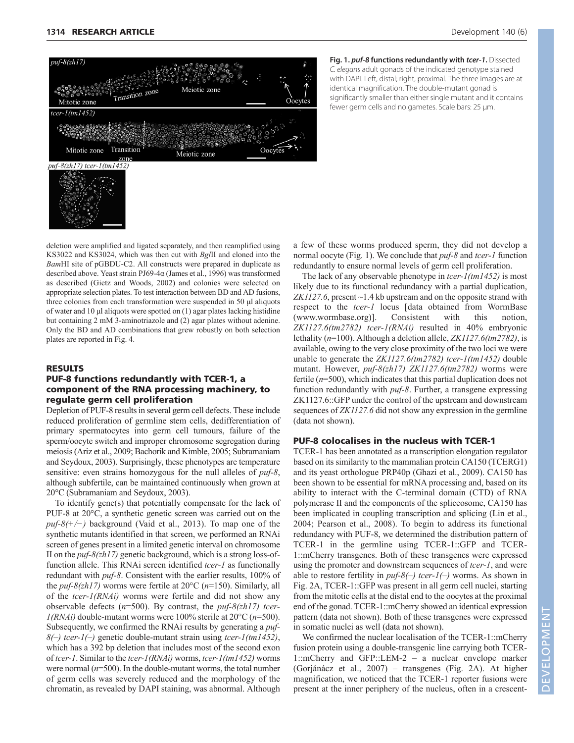**Fig. 1. *puf-8* functions redundantly with *tcer-1*.** Dissected *C. elegans* adult gonads of the indicated genotype stained with DAPI. Left, distal; right, proximal. The three images are at identical magnification. The double-mutant gonad is significantly smaller than either single mutant and it contains fewer germ cells and no gametes. Scale bars: 25 μm.

deletion were amplified and ligated separately, and then reamplified using KS3022 and KS3024, which was then cut with *Bgl*II and cloned into the *Bam*HI site of pGBDU-C2. All constructs were prepared in duplicate as described above. Yeast strain PJ69-4α (James et al., 1996) was transformed as described (Gietz and Woods, 2002) and colonies were selected on appropriate selection plates. To test interaction between BD and AD fusions, three colonies from each transformation were suspended in 50 μl aliquots of water and 10 μl aliquots were spotted on (1) agar plates lacking histidine but containing 2 mM 3-aminotriazole and (2) agar plates without adenine. Only the BD and AD combinations that grew robustly on both selection plates are reported in Fig. 4.

## RESULTS

### PUF-8 functions redundantly with TCER-1, a component of the RNA processing machinery, to regulate germ cell proliferation

Depletion of PUF-8 results in several germ cell defects. These include reduced proliferation of germline stem cells, dedifferentiation of primary spermatocytes into germ cell tumours, failure of the sperm/oocyte switch and improper chromosome segregation during meiosis (Ariz et al., 2009; Bachorik and Kimble, 2005; Subramaniam and Seydoux, 2003). Surprisingly, these phenotypes are temperature sensitive: even strains homozygous for the null alleles of *puf-8*, although subfertile, can be maintained continuously when grown at 20°C (Subramaniam and Seydoux, 2003).

To identify gene(s) that potentially compensate for the lack of PUF-8 at 20°C, a synthetic genetic screen was carried out on the *puf-8(+/−)* background (Vaid et al., 2013). To map one of the synthetic mutants identified in that screen, we performed an RNAi screen of genes present in a limited genetic interval on chromosome II on the *puf-8(zh17)* genetic background, which is a strong loss-of-function allele. This RNAi screen identified *tcer-1* as functionally redundant with *puf-8*. Consistent with the earlier results, 100% of the *puf-8(zh17)* worms were fertile at 20°C (*n*=150). Similarly, all of the *tcer-1(RNAi)* worms were fertile and did not show any observable defects (*n*=500). By contrast, the *puf-8(zh17) tcer-1(RNAi)* double-mutant worms were 100% sterile at 20°C (*n*=500). Subsequently, we confirmed the RNAi results by generating a *puf-8(–) tcer-1(–)* genetic double-mutant strain using *tcer-1(tm1452)*, which has a 392 bp deletion that includes most of the second exon of *tcer-1*. Similar to the *tcer-1(RNAi)* worms, *tcer-1(tm1452)* worms were normal (*n*=500). In the double-mutant worms, the total number of germ cells was severely reduced and the morphology of the chromatin, as revealed by DAPI staining, was abnormal. Although a few of these worms produced sperm, they did not develop a normal oocyte (Fig. 1). We conclude that *puf-8* and *tcer-1* function redundantly to ensure normal levels of germ cell proliferation.

The lack of any observable phenotype in *tcer-1(tm1452)* is most likely due to its functional redundancy with a partial duplication, *ZK1127.6*, present ~1.4 kb upstream and on the opposite strand with respect to the *tcer-1* locus [data obtained from WormBase (www.wormbase.org)]. Consistent with this notion, *ZK1127.6(tm2782) tcer-1(RNAi)* resulted in 40% embryonic lethality (*n*=100). Although a deletion allele, *ZK1127.6(tm2782)*, is available, owing to the very close proximity of the two loci we were unable to generate the *ZK1127.6(tm2782) tcer-1(tm1452)* double mutant. However, *puf-8(zh17) ZK1127.6(tm2782)* worms were fertile (*n*=500), which indicates that this partial duplication does not function redundantly with *puf-8*. Further, a transgene expressing ZK1127.6::GFP under the control of the upstream and downstream sequences of *ZK1127.6* did not show any expression in the germline (data not shown).

### PUF-8 colocalises in the nucleus with TCER-1

TCER-1 has been annotated as a transcription elongation regulator based on its similarity to the mammalian protein CA150 (TCERG1) and its yeast orthologue PRP40p (Ghazi et al., 2009). CA150 has been shown to be essential for mRNA processing and, based on its ability to interact with the C-terminal domain (CTD) of RNA polymerase II and the components of the spliceosome, CA150 has been implicated in coupling transcription and splicing (Lin et al., 2004; Pearson et al., 2008). To begin to address its functional redundancy with PUF-8, we determined the distribution pattern of TCER-1 in the germline using TCER-1::GFP and TCER-1::mCherry transgenes. Both of these transgenes were expressed using the promoter and downstream sequences of *tcer-1*, and were able to restore fertility in *puf-8(–) tcer-1(–)* worms. As shown in Fig. 2A, TCER-1::GFP was present in all germ cell nuclei, starting from the mitotic cells at the distal end to the oocytes at the proximal end of the gonad. TCER-1::mCherry showed an identical expression pattern (data not shown). Both of these transgenes were expressed in somatic nuclei as well (data not shown).

We confirmed the nuclear localisation of the TCER-1::mCherry fusion protein using a double-transgenic line carrying both TCER-1::mCherry and GFP::LEM-2 – a nuclear envelope marker (Gorjánácz et al., 2007) – transgenes (Fig. 2A). At higher magnification, we noticed that the TCER-1 reporter fusions were present at the inner periphery of the nucleus, often in a crescent-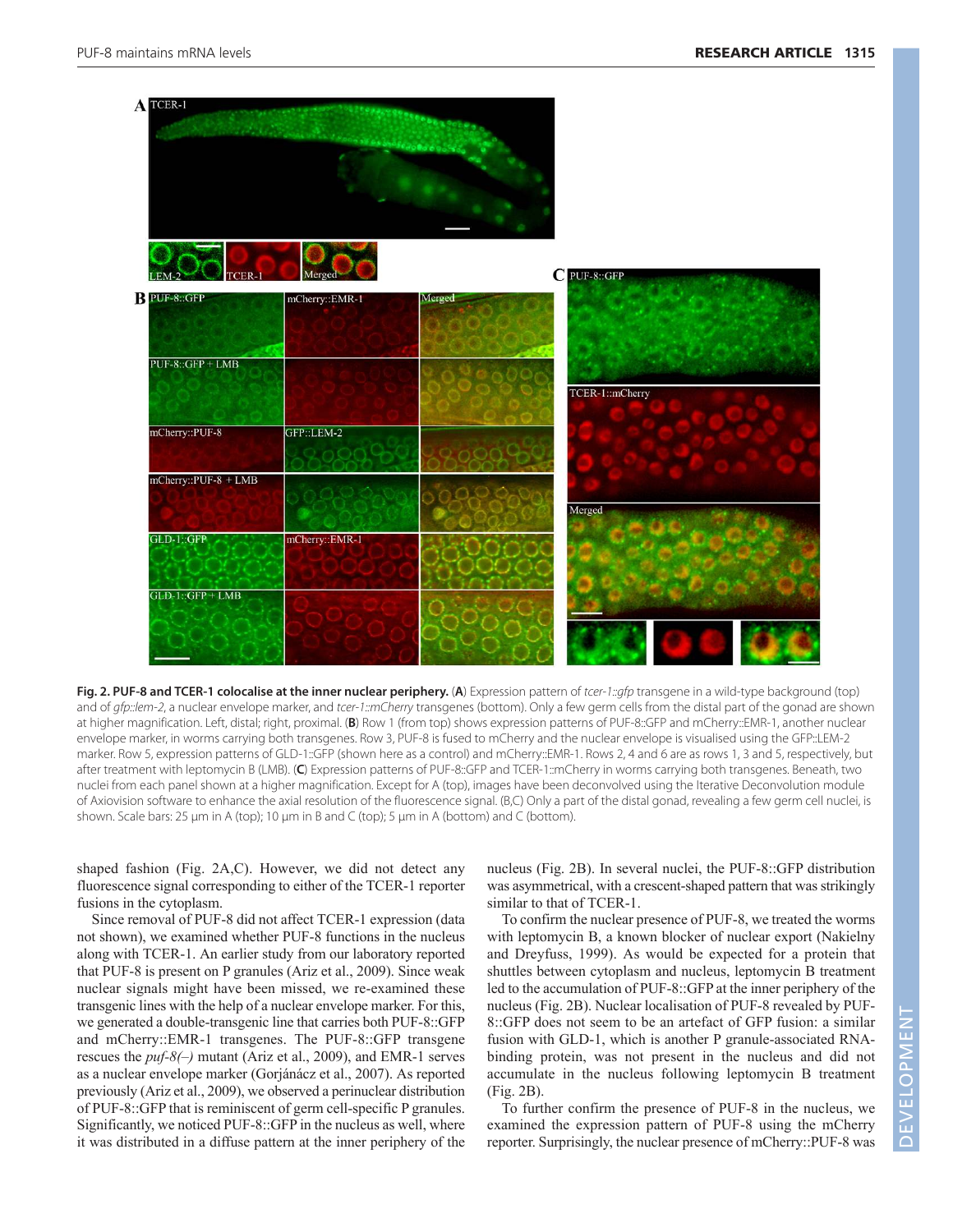**Fig. 2. PUF-8 and TCER-1 colocalise at the inner nuclear periphery.** (**A**) Expression pattern of *tcer-1::gfp* transgene in a wild-type background (top) and of *gfp::lem-2*, a nuclear envelope marker, and *tcer-1::mCherry* transgenes (bottom). Only a few germ cells from the distal part of the gonad are shown at higher magnification. Left, distal; right, proximal. (**B**) Row 1 (from top) shows expression patterns of PUF-8::GFP and mCherry::EMR-1, another nuclear envelope marker, in worms carrying both transgenes. Row 3, PUF-8 is fused to mCherry and the nuclear envelope is visualised using the GFP::LEM-2 marker. Row 5, expression patterns of GLD-1::GFP (shown here as a control) and mCherry::EMR-1. Rows 2, 4 and 6 are as rows 1, 3 and 5, respectively, but after treatment with leptomycin B (LMB). (**C**) Expression patterns of PUF-8::GFP and TCER-1::mCherry in worms carrying both transgenes. Beneath, two nuclei from each panel shown at a higher magnification. Except for A (top), images have been deconvolved using the Iterative Deconvolution module of Axiovision software to enhance the axial resolution of the fluorescence signal. (B,C) Only a part of the distal gonad, revealing a few germ cell nuclei, is shown. Scale bars: 25 μm in A (top); 10 μm in B and C (top); 5 μm in A (bottom) and C (bottom).

shaped fashion (Fig. 2A,C). However, we did not detect any fluorescence signal corresponding to either of the TCER-1 reporter fusions in the cytoplasm.

Since removal of PUF-8 did not affect TCER-1 expression (data not shown), we examined whether PUF-8 functions in the nucleus along with TCER-1. An earlier study from our laboratory reported that PUF-8 is present on P granules (Ariz et al., 2009). Since weak nuclear signals might have been missed, we re-examined these transgenic lines with the help of a nuclear envelope marker. For this, we generated a double-transgenic line that carries both PUF-8::GFP and mCherry::EMR-1 transgenes. The PUF-8::GFP transgene rescues the *puf-8(–)* mutant (Ariz et al., 2009), and EMR-1 serves as a nuclear envelope marker (Gorjánácz et al., 2007). As reported previously (Ariz et al., 2009), we observed a perinuclear distribution of PUF-8::GFP that is reminiscent of germ cell-specific P granules. Significantly, we noticed PUF-8::GFP in the nucleus as well, where it was distributed in a diffuse pattern at the inner periphery of the nucleus (Fig. 2B). In several nuclei, the PUF-8::GFP distribution was asymmetrical, with a crescent-shaped pattern that was strikingly similar to that of TCER-1.

To confirm the nuclear presence of PUF-8, we treated the worms with leptomycin B, a known blocker of nuclear export (Nakielny and Dreyfuss, 1999). As would be expected for a protein that shuttles between cytoplasm and nucleus, leptomycin B treatment led to the accumulation of PUF-8::GFP at the inner periphery of the nucleus (Fig. 2B). Nuclear localisation of PUF-8 revealed by PUF-8::GFP does not seem to be an artefact of GFP fusion: a similar fusion with GLD-1, which is another P granule-associated RNA-binding protein, was not present in the nucleus and did not accumulate in the nucleus following leptomycin B treatment (Fig. 2B).

To further confirm the presence of PUF-8 in the nucleus, we examined the expression pattern of PUF-8 using the mCherry reporter. Surprisingly, the nuclear presence of mCherry::PUF-8 was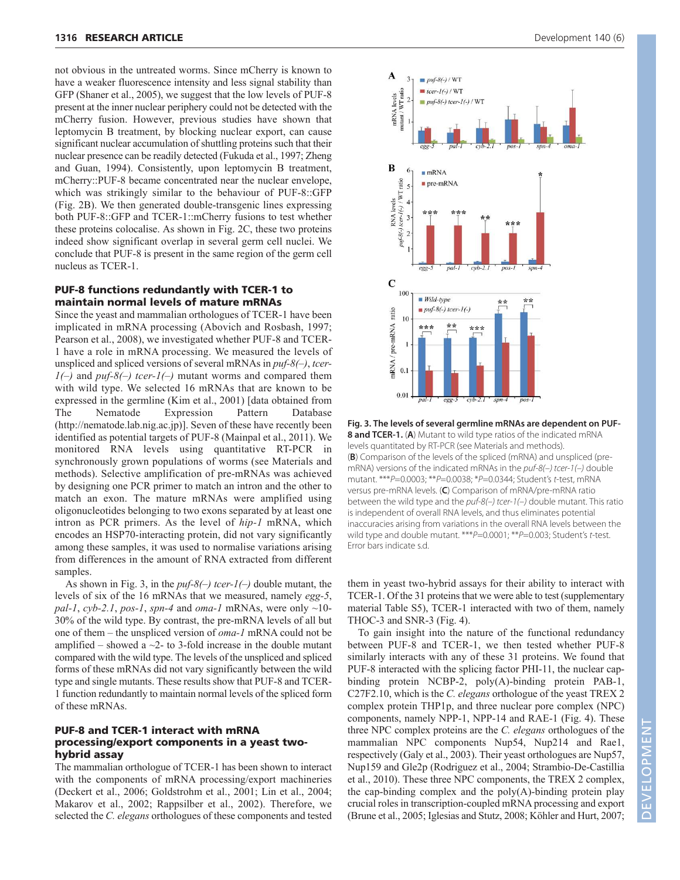not obvious in the untreated worms. Since mCherry is known to have a weaker fluorescence intensity and less signal stability than GFP (Shaner et al., 2005), we suggest that the low levels of PUF-8 present at the inner nuclear periphery could not be detected with the mCherry fusion. However, previous studies have shown that leptomycin B treatment, by blocking nuclear export, can cause significant nuclear accumulation of shuttling proteins such that their nuclear presence can be readily detected (Fukuda et al., 1997; Zheng and Guan, 1994). Consistently, upon leptomycin B treatment, mCherry::PUF-8 became concentrated near the nuclear envelope, which was strikingly similar to the behaviour of PUF-8::GFP (Fig. 2B). We then generated double-transgenic lines expressing both PUF-8::GFP and TCER-1::mCherry fusions to test whether these proteins colocalise. As shown in Fig. 2C, these two proteins indeed show significant overlap in several germ cell nuclei. We conclude that PUF-8 is present in the same region of the germ cell nucleus as TCER-1.

## PUF-8 functions redundantly with TCER-1 to maintain normal levels of mature mRNAs

Since the yeast and mammalian orthologues of TCER-1 have been implicated in mRNA processing (Abovich and Rosbash, 1997; Pearson et al., 2008), we investigated whether PUF-8 and TCER-1 have a role in mRNA processing. We measured the levels of unspliced and spliced versions of several mRNAs in *puf-8(–)*, *tcer-1(–)* and *puf-8(–) tcer-1(–)* mutant worms and compared them with wild type. We selected 16 mRNAs that are known to be expressed in the germline (Kim et al., 2001) [data obtained from The Nematode Expression Pattern Database (http://nematode.lab.nig.ac.jp)]. Seven of these have recently been identified as potential targets of PUF-8 (Mainpal et al., 2011). We monitored RNA levels using quantitative RT-PCR in synchronously grown populations of worms (see Materials and methods). Selective amplification of pre-mRNAs was achieved by designing one PCR primer to match an intron and the other to match an exon. The mature mRNAs were amplified using oligonucleotides belonging to two exons separated by at least one intron as PCR primers. As the level of *hip-1* mRNA, which encodes an HSP70-interacting protein, did not vary significantly among these samples, it was used to normalise variations arising from differences in the amount of RNA extracted from different samples.

As shown in Fig. 3, in the *puf-8(–) tcer-1(–)* double mutant, the levels of six of the 16 mRNAs that we measured, namely *egg-5*, *pal-1*, *cyb-2.1*, *pos-1*, *spn-4* and *oma-1* mRNAs, were only ~10-30% of the wild type. By contrast, the pre-mRNA levels of all but one of them – the unspliced version of *oma-1* mRNA could not be amplified – showed a ~2- to 3-fold increase in the double mutant compared with the wild type. The levels of the unspliced and spliced forms of these mRNAs did not vary significantly between the wild type and single mutants. These results show that PUF-8 and TCER-1 function redundantly to maintain normal levels of the spliced form of these mRNAs.

## PUF-8 and TCER-1 interact with mRNA processing/export components in a yeast two-hybrid assay

The mammalian orthologue of TCER-1 has been shown to interact with the components of mRNA processing/export machineries (Deckert et al., 2006; Goldstrohm et al., 2001; Lin et al., 2004; Makarov et al., 2002; Rappsilber et al., 2002). Therefore, we selected the *C. elegans* orthologues of these components and tested them in yeast two-hybrid assays for their ability to interact with TCER-1. Of the 31 proteins that we were able to test (supplementary material Table S5), TCER-1 interacted with two of them, namely THOC-3 and SNR-3 (Fig. 4).

To gain insight into the nature of the functional redundancy between PUF-8 and TCER-1, we then tested whether PUF-8 similarly interacts with any of these 31 proteins. We found that PUF-8 interacted with the splicing factor PHI-11, the nuclear cap-binding protein NCBP-2, poly(A)-binding protein PAB-1, C27F2.10, which is the *C. elegans* orthologue of the yeast TREX 2 complex protein THP1p, and three nuclear pore complex (NPC) components, namely NPP-1, NPP-14 and RAE-1 (Fig. 4). These three NPC complex proteins are the *C. elegans* orthologues of the mammalian NPC components Nup54, Nup214 and Rae1, respectively (Galy et al., 2003). Their yeast orthologues are Nup57, Nup159 and Gle2p (Rodriguez et al., 2004; Strambio-De-Castillia et al., 2010). These three NPC components, the TREX 2 complex, the cap-binding complex and the poly(A)-binding protein play crucial roles in transcription-coupled mRNA processing and export (Brune et al., 2005; Iglesias and Stutz, 2008; Köhler and Hurt, 2007;

**Fig. 3. The levels of several germline mRNAs are dependent on PUF-8 and TCER-1.** (**A**) Mutant to wild type ratios of the indicated mRNA levels quantitated by RT-PCR (see Materials and methods). (**B**) Comparison of the levels of the spliced (mRNA) and unspliced (pre-mRNA) versions of the indicated mRNAs in the *puf-8(–) tcer-1(–)* double mutant. ***$P$=0.0003; **$P$=0.0038; *$P$=0.0344; Student's $t$-test, mRNA versus pre-mRNA levels. (**C**) Comparison of mRNA/pre-mRNA ratio between the wild type and the *puf-8(–) tcer-1(–)* double mutant. This ratio is independent of overall RNA levels, and thus eliminates potential inaccuracies arising from variations in the overall RNA levels between the wild type and double mutant. ***$P$=0.0001; **$P$=0.003; Student's $t$-test. Error bars indicate s.d.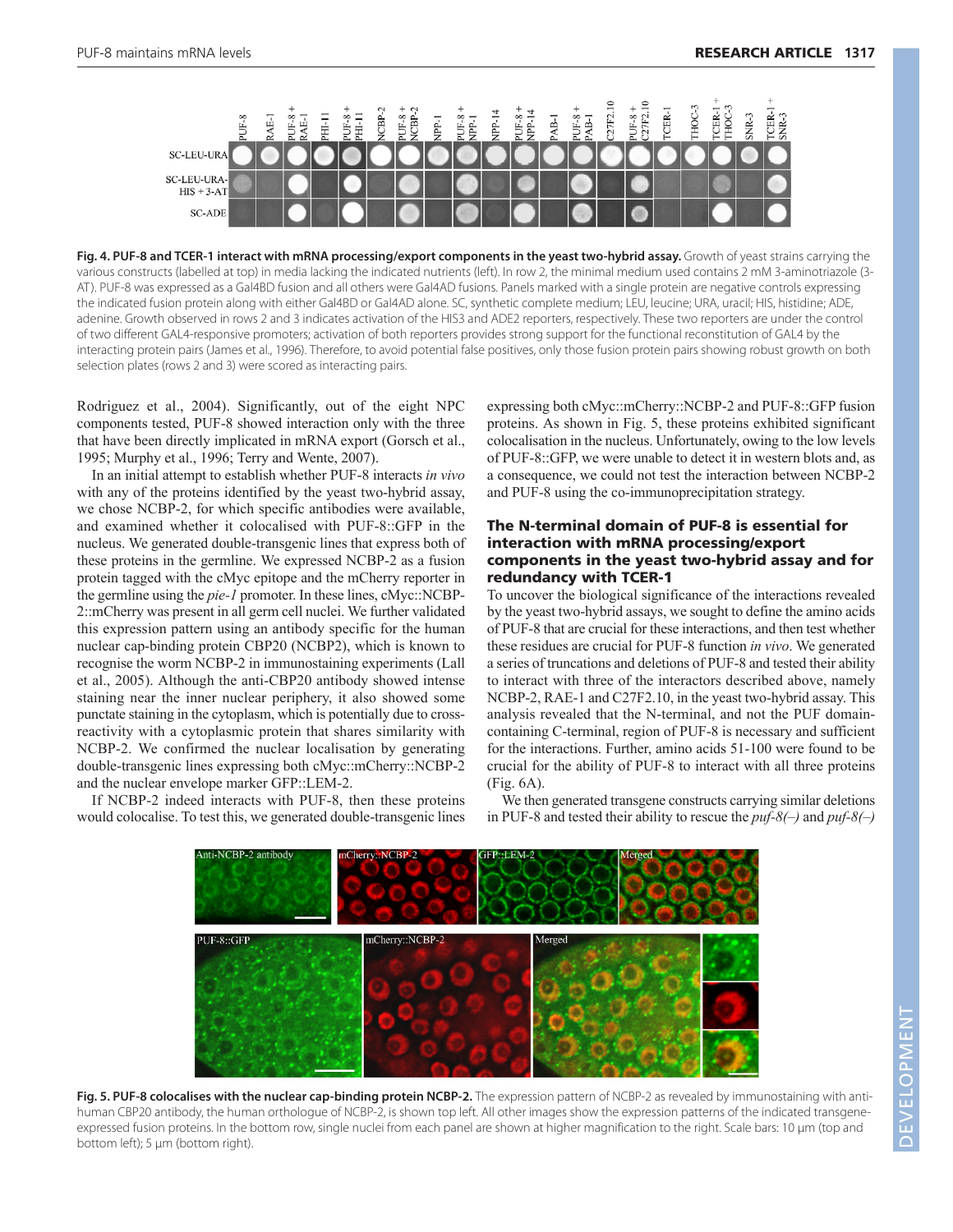**Fig. 4. PUF-8 and TCER-1 interact with mRNA processing/export components in the yeast two-hybrid assay.** Growth of yeast strains carrying the various constructs (labelled at top) in media lacking the indicated nutrients (left). In row 2, the minimal medium used contains 2 mM 3-aminotriazole (3-AT). PUF-8 was expressed as a Gal4BD fusion and all others were Gal4AD fusions. Panels marked with a single protein are negative controls expressing the indicated fusion protein along with either Gal4BD or Gal4AD alone. SC, synthetic complete medium; LEU, leucine; URA, uracil; HIS, histidine; ADE, adenine. Growth observed in rows 2 and 3 indicates activation of the HIS3 and ADE2 reporters, respectively. These two reporters are under the control of two different GAL4-responsive promoters; activation of both reporters provides strong support for the functional reconstitution of GAL4 by the interacting protein pairs (James et al., 1996). Therefore, to avoid potential false positives, only those fusion protein pairs showing robust growth on both selection plates (rows 2 and 3) were scored as interacting pairs.

Rodriguez et al., 2004). Significantly, out of the eight NPC components tested, PUF-8 showed interaction only with the three that have been directly implicated in mRNA export (Gorsch et al., 1995; Murphy et al., 1996; Terry and Wente, 2007).

In an initial attempt to establish whether PUF-8 interacts *in vivo* with any of the proteins identified by the yeast two-hybrid assay, we chose NCBP-2, for which specific antibodies were available, and examined whether it colocalised with PUF-8::GFP in the nucleus. We generated double-transgenic lines that express both of these proteins in the germline. We expressed NCBP-2 as a fusion protein tagged with the cMyc epitope and the mCherry reporter in the germline using the *pie-1* promoter. In these lines, cMyc::NCBP-2::mCherry was present in all germ cell nuclei. We further validated this expression pattern using an antibody specific for the human nuclear cap-binding protein CBP20 (NCBP2), which is known to recognise the worm NCBP-2 in immunostaining experiments (Lall et al., 2005). Although the anti-CBP20 antibody showed intense staining near the inner nuclear periphery, it also showed some punctate staining in the cytoplasm, which is potentially due to cross-reactivity with a cytoplasmic protein that shares similarity with NCBP-2. We confirmed the nuclear localisation by generating double-transgenic lines expressing both cMyc::mCherry::NCBP-2 and the nuclear envelope marker GFP::LEM-2.

If NCBP-2 indeed interacts with PUF-8, then these proteins would colocalise. To test this, we generated double-transgenic lines expressing both cMyc::mCherry::NCBP-2 and PUF-8::GFP fusion proteins. As shown in Fig. 5, these proteins exhibited significant colocalisation in the nucleus. Unfortunately, owing to the low levels of PUF-8::GFP, we were unable to detect it in western blots and, as a consequence, we could not test the interaction between NCBP-2 and PUF-8 using the co-immunoprecipitation strategy.

### The N-terminal domain of PUF-8 is essential for interaction with mRNA processing/export components in the yeast two-hybrid assay and for redundancy with TCER-1

To uncover the biological significance of the interactions revealed by the yeast two-hybrid assays, we sought to define the amino acids of PUF-8 that are crucial for these interactions, and then test whether these residues are crucial for PUF-8 function *in vivo*. We generated a series of truncations and deletions of PUF-8 and tested their ability to interact with three of the interactors described above, namely NCBP-2, RAE-1 and C27F2.10, in the yeast two-hybrid assay. This analysis revealed that the N-terminal, and not the PUF domain-containing C-terminal, region of PUF-8 is necessary and sufficient for the interactions. Further, amino acids 51-100 were found to be crucial for the ability of PUF-8 to interact with all three proteins (Fig. 6A).

We then generated transgene constructs carrying similar deletions in PUF-8 and tested their ability to rescue the *puf-8(–)* and *puf-8(–)*

**Fig. 5. PUF-8 colocalises with the nuclear cap-binding protein NCBP-2.** The expression pattern of NCBP-2 as revealed by immunostaining with anti-human CBP20 antibody, the human orthologue of NCBP-2, is shown top left. All other images show the expression patterns of the indicated transgene-expressed fusion proteins. In the bottom row, single nuclei from each panel are shown at higher magnification to the right. Scale bars: 10 μm (top and bottom left); 5 μm (bottom right).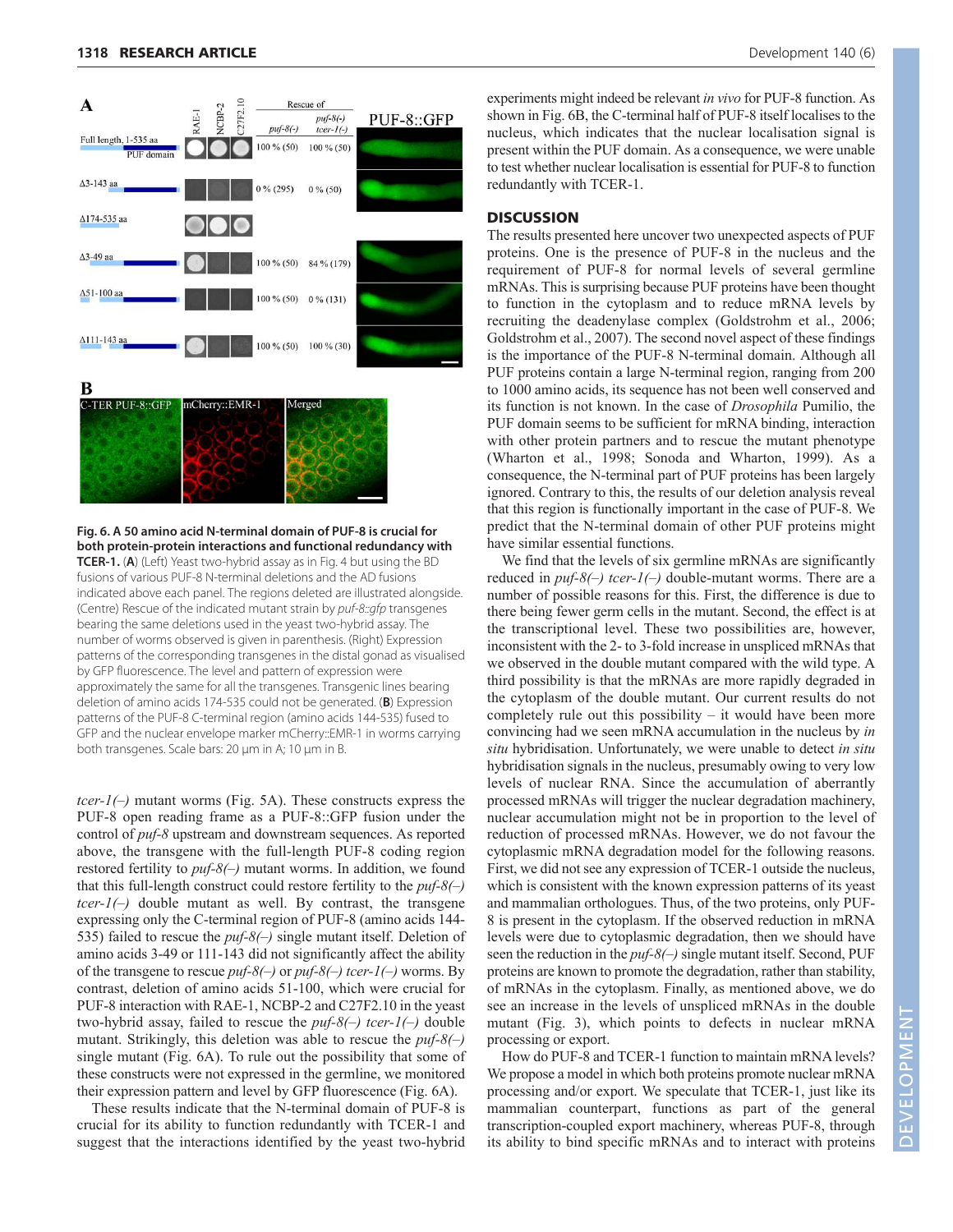**Fig. 6. A 50 amino acid N-terminal domain of PUF-8 is crucial for both protein-protein interactions and functional redundancy with TCER-1.** (**A**) (Left) Yeast two-hybrid assay as in Fig. 4 but using the BD fusions of various PUF-8 N-terminal deletions and the AD fusions indicated above each panel. The regions deleted are illustrated alongside. (Centre) Rescue of the indicated mutant strain by *puf-8::gfp* transgenes bearing the same deletions used in the yeast two-hybrid assay. The number of worms observed is given in parenthesis. (Right) Expression patterns of the corresponding transgenes in the distal gonad as visualised by GFP fluorescence. The level and pattern of expression were approximately the same for all the transgenes. Transgenic lines bearing deletion of amino acids 174-535 could not be generated. (**B**) Expression patterns of the PUF-8 C-terminal region (amino acids 144-535) fused to GFP and the nuclear envelope marker mCherry::EMR-1 in worms carrying both transgenes. Scale bars: 20 μm in A; 10 μm in B.

*tcer-1(–)* mutant worms (Fig. 5A). These constructs express the PUF-8 open reading frame as a PUF-8::GFP fusion under the control of *puf-8* upstream and downstream sequences. As reported above, the transgene with the full-length PUF-8 coding region restored fertility to *puf-8(–)* mutant worms. In addition, we found that this full-length construct could restore fertility to the *puf-8(–) tcer-1(–)* double mutant as well. By contrast, the transgene expressing only the C-terminal region of PUF-8 (amino acids 144-535) failed to rescue the *puf-8(–)* single mutant itself. Deletion of amino acids 3-49 or 111-143 did not significantly affect the ability of the transgene to rescue *puf-8(–)* or *puf-8(–) tcer-1(–)* worms. By contrast, deletion of amino acids 51-100, which were crucial for PUF-8 interaction with RAE-1, NCBP-2 and C27F2.10 in the yeast two-hybrid assay, failed to rescue the *puf-8(–) tcer-1(–)* double mutant. Strikingly, this deletion was able to rescue the *puf-8(–)* single mutant (Fig. 6A). To rule out the possibility that some of these constructs were not expressed in the germline, we monitored their expression pattern and level by GFP fluorescence (Fig. 6A).

These results indicate that the N-terminal domain of PUF-8 is crucial for its ability to function redundantly with TCER-1 and suggest that the interactions identified by the yeast two-hybrid experiments might indeed be relevant *in vivo* for PUF-8 function. As shown in Fig. 6B, the C-terminal half of PUF-8 itself localises to the nucleus, which indicates that the nuclear localisation signal is present within the PUF domain. As a consequence, we were unable to test whether nuclear localisation is essential for PUF-8 to function redundantly with TCER-1.

## DISCUSSION

The results presented here uncover two unexpected aspects of PUF proteins. One is the presence of PUF-8 in the nucleus and the requirement of PUF-8 for normal levels of several germline mRNAs. This is surprising because PUF proteins have been thought to function in the cytoplasm and to reduce mRNA levels by recruiting the deadenylase complex (Goldstrohm et al., 2006; Goldstrohm et al., 2007). The second novel aspect of these findings is the importance of the PUF-8 N-terminal domain. Although all PUF proteins contain a large N-terminal region, ranging from 200 to 1000 amino acids, its sequence has not been well conserved and its function is not known. In the case of *Drosophila* Pumilio, the PUF domain seems to be sufficient for mRNA binding, interaction with other protein partners and to rescue the mutant phenotype (Wharton et al., 1998; Sonoda and Wharton, 1999). As a consequence, the N-terminal part of PUF proteins has been largely ignored. Contrary to this, the results of our deletion analysis reveal that this region is functionally important in the case of PUF-8. We predict that the N-terminal domain of other PUF proteins might have similar essential functions.

We find that the levels of six germline mRNAs are significantly reduced in *puf-8(–) tcer-1(–)* double-mutant worms. There are a number of possible reasons for this. First, the difference is due to there being fewer germ cells in the mutant. Second, the effect is at the transcriptional level. These two possibilities are, however, inconsistent with the 2- to 3-fold increase in unspliced mRNAs that we observed in the double mutant compared with the wild type. A third possibility is that the mRNAs are more rapidly degraded in the cytoplasm of the double mutant. Our current results do not completely rule out this possibility – it would have been more convincing had we seen mRNA accumulation in the nucleus by *in situ* hybridisation. Unfortunately, we were unable to detect *in situ* hybridisation signals in the nucleus, presumably owing to very low levels of nuclear RNA. Since the accumulation of aberrantly processed mRNAs will trigger the nuclear degradation machinery, nuclear accumulation might not be in proportion to the level of reduction of processed mRNAs. However, we do not favour the cytoplasmic mRNA degradation model for the following reasons. First, we did not see any expression of TCER-1 outside the nucleus, which is consistent with the known expression patterns of its yeast and mammalian orthologues. Thus, of the two proteins, only PUF-8 is present in the cytoplasm. If the observed reduction in mRNA levels were due to cytoplasmic degradation, then we should have seen the reduction in the *puf-8(–)* single mutant itself. Second, PUF proteins are known to promote the degradation, rather than stability, of mRNAs in the cytoplasm. Finally, as mentioned above, we do see an increase in the levels of unspliced mRNAs in the double mutant (Fig. 3), which points to defects in nuclear mRNA processing or export.

How do PUF-8 and TCER-1 function to maintain mRNA levels? We propose a model in which both proteins promote nuclear mRNA processing and/or export. We speculate that TCER-1, just like its mammalian counterpart, functions as part of the general transcription-coupled export machinery, whereas PUF-8, through its ability to bind specific mRNAs and to interact with proteins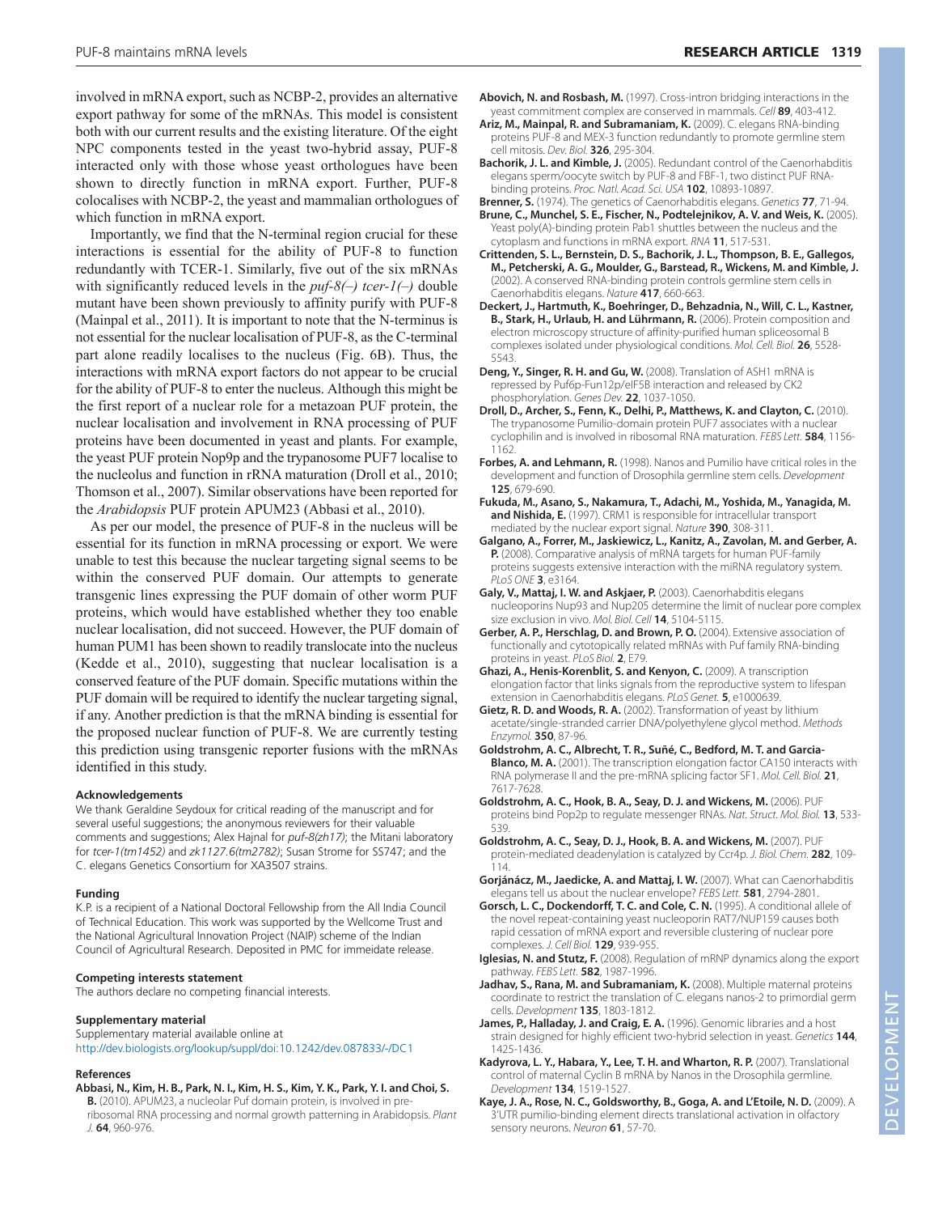involved in mRNA export, such as NCBP-2, provides an alternative export pathway for some of the mRNAs. This model is consistent both with our current results and the existing literature. Of the eight NPC components tested in the yeast two-hybrid assay, PUF-8 interacted only with those whose yeast orthologues have been shown to directly function in mRNA export. Further, PUF-8 colocalises with NCBP-2, the yeast and mammalian orthologues of which function in mRNA export.

Importantly, we find that the N-terminal region crucial for these interactions is essential for the ability of PUF-8 to function redundantly with TCER-1. Similarly, five out of the six mRNAs with significantly reduced levels in the *puf-8(–) tcer-1(–)* double mutant have been shown previously to affinity purify with PUF-8 (Mainpal et al., 2011). It is important to note that the N-terminus is not essential for the nuclear localisation of PUF-8, as the C-terminal part alone readily localises to the nucleus (Fig. 6B). Thus, the interactions with mRNA export factors do not appear to be crucial for the ability of PUF-8 to enter the nucleus. Although this might be the first report of a nuclear role for a metazoan PUF protein, the nuclear localisation and involvement in RNA processing of PUF proteins have been documented in yeast and plants. For example, the yeast PUF protein Nop9p and the trypanosome PUF7 localise to the nucleolus and function in rRNA maturation (Droll et al., 2010; Thomson et al., 2007). Similar observations have been reported for the *Arabidopsis* PUF protein APUM23 (Abbasi et al., 2010).

As per our model, the presence of PUF-8 in the nucleus will be essential for its function in mRNA processing or export. We were unable to test this because the nuclear targeting signal seems to be within the conserved PUF domain. Our attempts to generate transgenic lines expressing the PUF domain of other worm PUF proteins, which would have established whether they too enable nuclear localisation, did not succeed. However, the PUF domain of human PUM1 has been shown to readily translocate into the nucleus (Kedde et al., 2010), suggesting that nuclear localisation is a conserved feature of the PUF domain. Specific mutations within the PUF domain will be required to identify the nuclear targeting signal, if any. Another prediction is that the mRNA binding is essential for the proposed nuclear function of PUF-8. We are currently testing this prediction using transgenic reporter fusions with the mRNAs identified in this study.

#### Acknowledgements

We thank Geraldine Seydoux for critical reading of the manuscript and for several useful suggestions; the anonymous reviewers for their valuable comments and suggestions; Alex Hajnal for *puf-8(zh17)*; the Mitani laboratory for *tcer-1(tm1452)* and *zk1127.6(tm2782)*; Susan Strome for SS747; and the C. elegans Genetics Consortium for XA3507 strains.

#### Funding

K.P. is a recipient of a National Doctoral Fellowship from the All India Council of Technical Education. This work was supported by the Wellcome Trust and the National Agricultural Innovation Project (NAIP) scheme of the Indian Council of Agricultural Research. Deposited in PMC for immeidate release.

#### Competing interests statement

The authors declare no competing financial interests.

#### Supplementary material

Supplementary material available online at
http://dev.biologists.org/lookup/suppl/doi:10.1242/dev.087833/-/DC1

#### References

**Abbasi, N., Kim, H. B., Park, N. I., Kim, H. S., Kim, Y. K., Park, Y. I. and Choi, S. B.** (2010). APUM23, a nucleolar Puf domain protein, is involved in pre-ribosomal RNA processing and normal growth patterning in Arabidopsis. *Plant J.* **64**, 960-976.

**Abovich, N. and Rosbash, M.** (1997). Cross-intron bridging interactions in the yeast commitment complex are conserved in mammals. *Cell* **89**, 403-412.

**Ariz, M., Mainpal, R. and Subramaniam, K.** (2009). C. elegans RNA-binding proteins PUF-8 and MEX-3 function redundantly to promote germline stem cell mitosis. *Dev. Biol.* **326**, 295-304.

**Bachorik, J. L. and Kimble, J.** (2005). Redundant control of the Caenorhabditis elegans sperm/oocyte switch by PUF-8 and FBF-1, two distinct PUF RNA-binding proteins. *Proc. Natl. Acad. Sci. USA* **102**, 10893-10897.

**Brenner, S.** (1974). The genetics of Caenorhabditis elegans. *Genetics* **77**, 71-94.

**Brune, C., Munchel, S. E., Fischer, N., Podtelejnikov, A. V. and Weis, K.** (2005). Yeast poly(A)-binding protein Pab1 shuttles between the nucleus and the cytoplasm and functions in mRNA export. *RNA* **11**, 517-531.

**Crittenden, S. L., Bernstein, D. S., Bachorik, J. L., Thompson, B. E., Gallegos, M., Petcherski, A. G., Moulder, G., Barstead, R., Wickens, M. and Kimble, J.** (2002). A conserved RNA-binding protein controls germline stem cells in Caenorhabditis elegans. *Nature* **417**, 660-663.

**Deckert, J., Hartmuth, K., Boehringer, D., Behzadnia, N., Will, C. L., Kastner, B., Stark, H., Urlaub, H. and Lührmann, R.** (2006). Protein composition and electron microscopy structure of affinity-purified human spliceosomal B complexes isolated under physiological conditions. *Mol. Cell. Biol.* **26**, 5528-5543.

**Deng, Y., Singer, R. H. and Gu, W.** (2008). Translation of ASH1 mRNA is repressed by Puf6p-Fun12p/eIF5B interaction and released by CK2 phosphorylation. *Genes Dev.* **22**, 1037-1050.

**Droll, D., Archer, S., Fenn, K., Delhi, P., Matthews, K. and Clayton, C.** (2010). The trypanosome Pumilio-domain protein PUF7 associates with a nuclear cyclophilin and is involved in ribosomal RNA maturation. *FEBS Lett.* **584**, 1156-1162.

**Forbes, A. and Lehmann, R.** (1998). Nanos and Pumilio have critical roles in the development and function of Drosophila germline stem cells. *Development* **125**, 679-690.

**Fukuda, M., Asano, S., Nakamura, T., Adachi, M., Yoshida, M., Yanagida, M. and Nishida, E.** (1997). CRM1 is responsible for intracellular transport mediated by the nuclear export signal. *Nature* **390**, 308-311.

**Galgano, A., Forrer, M., Jaskiewicz, L., Kanitz, A., Zavolan, M. and Gerber, A. P.** (2008). Comparative analysis of mRNA targets for human PUF-family proteins suggests extensive interaction with the miRNA regulatory system. *PLoS ONE* **3**, e3164.

**Galy, V., Mattaj, I. W. and Askjaer, P.** (2003). Caenorhabditis elegans nucleoporins Nup93 and Nup205 determine the limit of nuclear pore complex size exclusion in vivo. *Mol. Biol. Cell* **14**, 5104-5115.

**Gerber, A. P., Herschlag, D. and Brown, P. O.** (2004). Extensive association of functionally and cytotopically related mRNAs with Puf family RNA-binding proteins in yeast. *PLoS Biol.* **2**, E79.

**Ghazi, A., Henis-Korenblit, S. and Kenyon, C.** (2009). A transcription elongation factor that links signals from the reproductive system to lifespan extension in Caenorhabditis elegans. *PLoS Genet.* **5**, e1000639.

**Gietz, R. D. and Woods, R. A.** (2002). Transformation of yeast by lithium acetate/single-stranded carrier DNA/polyethylene glycol method. *Methods Enzymol.* **350**, 87-96.

**Goldstrohm, A. C., Albrecht, T. R., Suñé, C., Bedford, M. T. and Garcia-Blanco, M. A.** (2001). The transcription elongation factor CA150 interacts with RNA polymerase II and the pre-mRNA splicing factor SF1. *Mol. Cell. Biol.* **21**, 7617-7628.

**Goldstrohm, A. C., Hook, B. A., Seay, D. J. and Wickens, M.** (2006). PUF proteins bind Pop2p to regulate messenger RNAs. *Nat. Struct. Mol. Biol.* **13**, 533-539.

**Goldstrohm, A. C., Seay, D. J., Hook, B. A. and Wickens, M.** (2007). PUF protein-mediated deadenylation is catalyzed by Ccr4p. *J. Biol. Chem.* **282**, 109-114.

**Gorjánácz, M., Jaedicke, A. and Mattaj, I. W.** (2007). What can Caenorhabditis elegans tell us about the nuclear envelope? *FEBS Lett.* **581**, 2794-2801.

**Gorsch, L. C., Dockendorff, T. C. and Cole, C. N.** (1995). A conditional allele of the novel repeat-containing yeast nucleoporin RAT7/NUP159 causes both rapid cessation of mRNA export and reversible clustering of nuclear pore complexes. *J. Cell Biol.* **129**, 939-955.

**Iglesias, N. and Stutz, F.** (2008). Regulation of mRNP dynamics along the export pathway. *FEBS Lett.* **582**, 1987-1996.

**Jadhav, S., Rana, M. and Subramaniam, K.** (2008). Multiple maternal proteins coordinate to restrict the translation of C. elegans nanos-2 to primordial germ cells. *Development* **135**, 1803-1812.

**James, P., Halladay, J. and Craig, E. A.** (1996). Genomic libraries and a host strain designed for highly efficient two-hybrid selection in yeast. *Genetics* **144**, 1425-1436.

**Kadyrova, L. Y., Habara, Y., Lee, T. H. and Wharton, R. P.** (2007). Translational control of maternal Cyclin B mRNA by Nanos in the Drosophila germline. *Development* **134**, 1519-1527.

**Kaye, J. A., Rose, N. C., Goldsworthy, B., Goga, A. and L'Etoile, N. D.** (2009). A 3'UTR pumilio-binding element directs translational activation in olfactory sensory neurons. *Neuron* **61**, 57-70.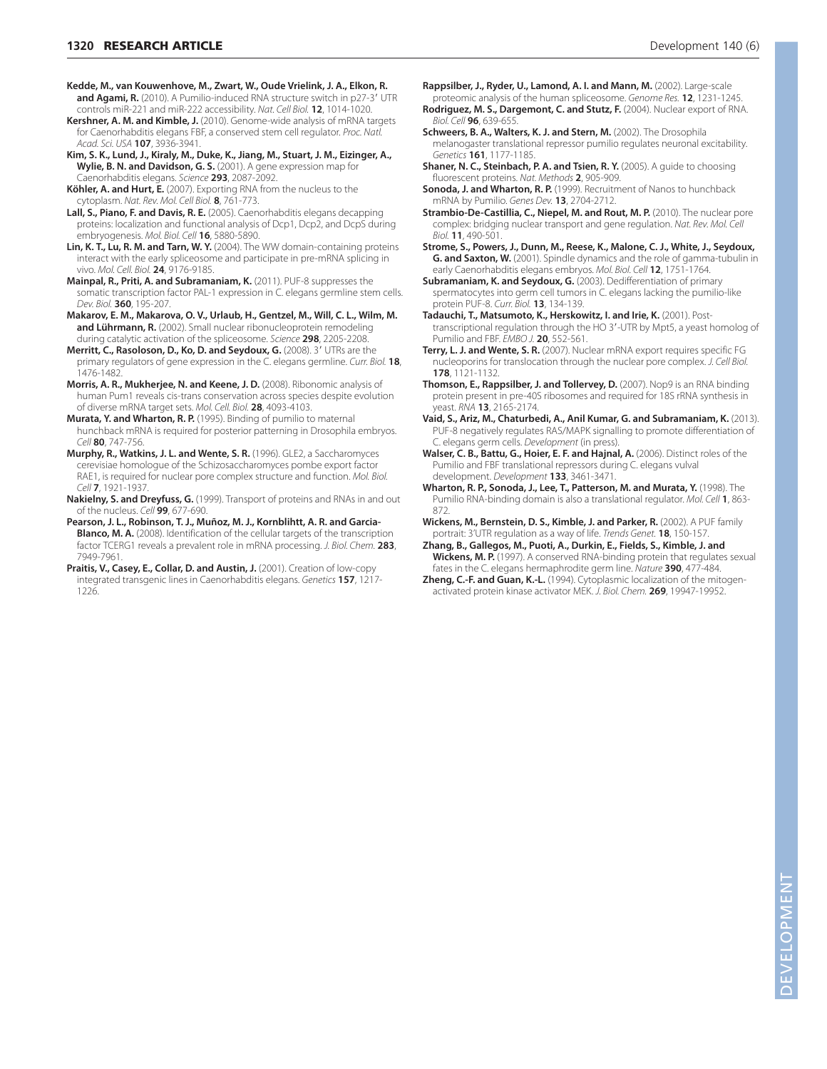**Kedde, M., van Kouwenhove, M., Zwart, W., Oude Vrielink, J. A., Elkon, R. and Agami, R.** (2010). A Pumilio-induced RNA structure switch in p27-3′ UTR controls miR-221 and miR-222 accessibility. *Nat. Cell Biol.* **12**, 1014-1020.

**Kershner, A. M. and Kimble, J.** (2010). Genome-wide analysis of mRNA targets for Caenorhabditis elegans FBF, a conserved stem cell regulator. *Proc. Natl. Acad. Sci. USA* **107**, 3936-3941.

**Kim, S. K., Lund, J., Kiraly, M., Duke, K., Jiang, M., Stuart, J. M., Eizinger, A., Wylie, B. N. and Davidson, G. S.** (2001). A gene expression map for Caenorhabditis elegans. *Science* **293**, 2087-2092.

**Köhler, A. and Hurt, E.** (2007). Exporting RNA from the nucleus to the cytoplasm. *Nat. Rev. Mol. Cell Biol.* **8**, 761-773.

**Lall, S., Piano, F. and Davis, R. E.** (2005). Caenorhabditis elegans decapping proteins: localization and functional analysis of Dcp1, Dcp2, and DcpS during embryogenesis. *Mol. Biol. Cell* **16**, 5880-5890.

**Lin, K. T., Lu, R. M. and Tarn, W. Y.** (2004). The WW domain-containing proteins interact with the early spliceosome and participate in pre-mRNA splicing in vivo. *Mol. Cell. Biol.* **24**, 9176-9185.

**Mainpal, R., Priti, A. and Subramaniam, K.** (2011). PUF-8 suppresses the somatic transcription factor PAL-1 expression in C. elegans germline stem cells. *Dev. Biol.* **360**, 195-207.

**Makarov, E. M., Makarova, O. V., Urlaub, H., Gentzel, M., Will, C. L., Wilm, M. and Lührmann, R.** (2002). Small nuclear ribonucleoprotein remodeling during catalytic activation of the spliceosome. *Science* **298**, 2205-2208.

**Merritt, C., Rasoloson, D., Ko, D. and Seydoux, G.** (2008). 3′ UTRs are the primary regulators of gene expression in the C. elegans germline. *Curr. Biol.* **18**, 1476-1482.

**Morris, A. R., Mukherjee, N. and Keene, J. D.** (2008). Ribonomic analysis of human Pum1 reveals cis-trans conservation across species despite evolution of diverse mRNA target sets. *Mol. Cell. Biol.* **28**, 4093-4103.

**Murata, Y. and Wharton, R. P.** (1995). Binding of pumilio to maternal hunchback mRNA is required for posterior patterning in Drosophila embryos. *Cell* **80**, 747-756.

**Murphy, R., Watkins, J. L. and Wente, S. R.** (1996). GLE2, a Saccharomyces cerevisiae homologue of the Schizosaccharomyces pombe export factor RAE1, is required for nuclear pore complex structure and function. *Mol. Biol. Cell* **7**, 1921-1937.

**Nakielny, S. and Dreyfuss, G.** (1999). Transport of proteins and RNAs in and out of the nucleus. *Cell* **99**, 677-690.

**Pearson, J. L., Robinson, T. J., Muñoz, M. J., Kornblihtt, A. R. and Garcia-Blanco, M. A.** (2008). Identification of the cellular targets of the transcription factor TCERG1 reveals a prevalent role in mRNA processing. *J. Biol. Chem.* **283**, 7949-7961.

**Praitis, V., Casey, E., Collar, D. and Austin, J.** (2001). Creation of low-copy integrated transgenic lines in Caenorhabditis elegans. *Genetics* **157**, 1217-1226.

**Rappsilber, J., Ryder, U., Lamond, A. I. and Mann, M.** (2002). Large-scale proteomic analysis of the human spliceosome. *Genome Res.* **12**, 1231-1245.

**Rodriguez, M. S., Dargemont, C. and Stutz, F.** (2004). Nuclear export of RNA. *Biol. Cell* **96**, 639-655.

**Schweers, B. A., Walters, K. J. and Stern, M.** (2002). The Drosophila melanogaster translational repressor pumilio regulates neuronal excitability. *Genetics* **161**, 1177-1185.

**Shaner, N. C., Steinbach, P. A. and Tsien, R. Y.** (2005). A guide to choosing fluorescent proteins. *Nat. Methods* **2**, 905-909.

**Sonoda, J. and Wharton, R. P.** (1999). Recruitment of Nanos to hunchback mRNA by Pumilio. *Genes Dev.* **13**, 2704-2712.

**Strambio-De-Castillia, C., Niepel, M. and Rout, M. P.** (2010). The nuclear pore complex: bridging nuclear transport and gene regulation. *Nat. Rev. Mol. Cell Biol.* **11**, 490-501.

**Strome, S., Powers, J., Dunn, M., Reese, K., Malone, C. J., White, J., Seydoux, G. and Saxton, W.** (2001). Spindle dynamics and the role of gamma-tubulin in early Caenorhabditis elegans embryos. *Mol. Biol. Cell* **12**, 1751-1764.

**Subramaniam, K. and Seydoux, G.** (2003). Dedifferentiation of primary spermatocytes into germ cell tumors in C. elegans lacking the pumilio-like protein PUF-8. *Curr. Biol.* **13**, 134-139.

**Tadauchi, T., Matsumoto, K., Herskowitz, I. and Irie, K.** (2001). Post-transcriptional regulation through the HO 3′-UTR by Mpt5, a yeast homolog of Pumilio and FBF. *EMBO J.* **20**, 552-561.

**Terry, L. J. and Wente, S. R.** (2007). Nuclear mRNA export requires specific FG nucleoporins for translocation through the nuclear pore complex. *J. Cell Biol.* **178**, 1121-1132.

**Thomson, E., Rappsilber, J. and Tollervey, D.** (2007). Nop9 is an RNA binding protein present in pre-40S ribosomes and required for 18S rRNA synthesis in yeast. *RNA* **13**, 2165-2174.

**Vaid, S., Ariz, M., Chaturbedi, A., Anil Kumar, G. and Subramaniam, K.** (2013). PUF-8 negatively regulates RAS/MAPK signalling to promote differentiation of C. elegans germ cells. *Development* (in press).

**Walser, C. B., Battu, G., Hoier, E. F. and Hajnal, A.** (2006). Distinct roles of the Pumilio and FBF translational repressors during C. elegans vulval development. *Development* **133**, 3461-3471.

**Wharton, R. P., Sonoda, J., Lee, T., Patterson, M. and Murata, Y.** (1998). The Pumilio RNA-binding domain is also a translational regulator. *Mol. Cell* **1**, 863-872.

**Wickens, M., Bernstein, D. S., Kimble, J. and Parker, R.** (2002). A PUF family portrait: 3′UTR regulation as a way of life. *Trends Genet.* **18**, 150-157.

**Zhang, B., Gallegos, M., Puoti, A., Durkin, E., Fields, S., Kimble, J. and Wickens, M. P.** (1997). A conserved RNA-binding protein that regulates sexual fates in the C. elegans hermaphrodite germ line. *Nature* **390**, 477-484.

**Zheng, C.-F. and Guan, K.-L.** (1994). Cytoplasmic localization of the mitogen-activated protein kinase activator MEK. *J. Biol. Chem.* **269**, 19947-19952.